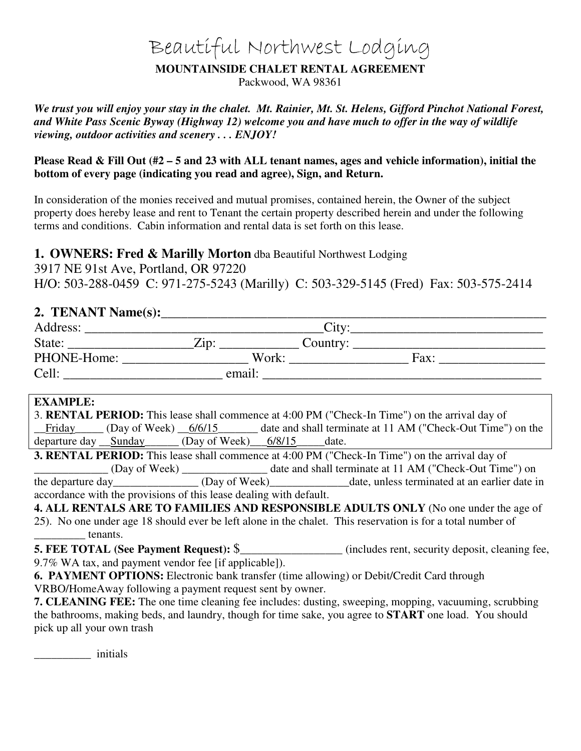# Beautiful Northwest Lodging

**MOUNTAINSIDE CHALET RENTAL AGREEMENT**

Packwood, WA 98361

***We trust you will enjoy your stay in the chalet. Mt. Rainier, Mt. St. Helens, Gifford Pinchot National Forest, and White Pass Scenic Byway (Highway 12) welcome you and have much to offer in the way of wildlife viewing, outdoor activities and scenery . . . ENJOY!***

**Please Read & Fill Out (#2 – 5 and 23 with ALL tenant names, ages and vehicle information), initial the bottom of every page (indicating you read and agree), Sign, and Return.**

In consideration of the monies received and mutual promises, contained herein, the Owner of the subject property does hereby lease and rent to Tenant the certain property described herein and under the following terms and conditions. Cabin information and rental data is set forth on this lease.

**1. OWNERS: Fred & Marilly Morton** dba Beautiful Northwest Lodging
3917 NE 91st Ave, Portland, OR 97220
H/O: 503-288-0459 C: 971-275-5243 (Marilly) C: 503-329-5145 (Fred) Fax: 503-575-2414

**2. TENANT Name(s):**_______________________________________________________
Address: ___________________________________City:_____________________________
State: __________________Zip: ___________ Country: _____________________________
PHONE-Home: __________________ Work: _________________ Fax: _______________
Cell: ________________________ email: ___________________________________________

**EXAMPLE:**
3. **RENTAL PERIOD:** This lease shall commence at 4:00 PM ("Check-In Time") on the arrival day of __Friday_____ (Day of Week) __6/6/15_______ date and shall terminate at 11 AM ("Check-Out Time") on the departure day __Sunday______ (Day of Week)___6/8/15_____date.

**3. RENTAL PERIOD:** This lease shall commence at 4:00 PM ("Check-In Time") on the arrival day of _____________ (Day of Week) _______________ date and shall terminate at 11 AM ("Check-Out Time") on the departure day_______________ (Day of Week)______________date, unless terminated at an earlier date in accordance with the provisions of this lease dealing with default.

**4. ALL RENTALS ARE TO FAMILIES AND RESPONSIBLE ADULTS ONLY** (No one under the age of 25). No one under age 18 should ever be left alone in the chalet. This reservation is for a total number of _________ tenants.

**5. FEE TOTAL (See Payment Request):** $_________________ (includes rent, security deposit, cleaning fee, 9.7% WA tax, and payment vendor fee [if applicable]).

**6. PAYMENT OPTIONS:** Electronic bank transfer (time allowing) or Debit/Credit Card through VRBO/HomeAway following a payment request sent by owner.

**7. CLEANING FEE:** The one time cleaning fee includes: dusting, sweeping, mopping, vacuuming, scrubbing the bathrooms, making beds, and laundry, though for time sake, you agree to **START** one load. You should pick up all your own trash

__________ initials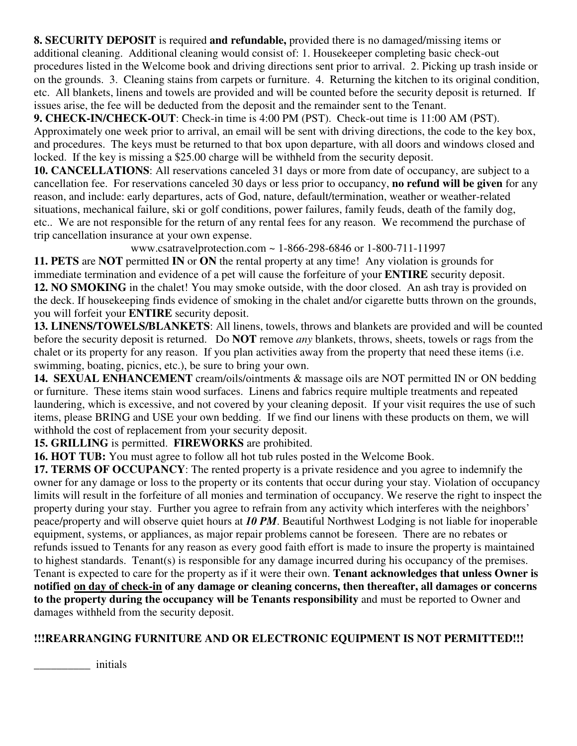**8. SECURITY DEPOSIT** is required **and refundable,** provided there is no damaged/missing items or additional cleaning. Additional cleaning would consist of: 1. Housekeeper completing basic check-out procedures listed in the Welcome book and driving directions sent prior to arrival. 2. Picking up trash inside or on the grounds. 3. Cleaning stains from carpets or furniture. 4. Returning the kitchen to its original condition, etc. All blankets, linens and towels are provided and will be counted before the security deposit is returned. If issues arise, the fee will be deducted from the deposit and the remainder sent to the Tenant.

**9. CHECK-IN/CHECK-OUT**: Check-in time is 4:00 PM (PST). Check-out time is 11:00 AM (PST). Approximately one week prior to arrival, an email will be sent with driving directions, the code to the key box, and procedures. The keys must be returned to that box upon departure, with all doors and windows closed and locked. If the key is missing a $25.00 charge will be withheld from the security deposit.

**10. CANCELLATIONS**: All reservations canceled 31 days or more from date of occupancy, are subject to a cancellation fee. For reservations canceled 30 days or less prior to occupancy, **no refund will be given** for any reason, and include: early departures, acts of God, nature, default/termination, weather or weather-related situations, mechanical failure, ski or golf conditions, power failures, family feuds, death of the family dog, etc.. We are not responsible for the return of any rental fees for any reason. We recommend the purchase of trip cancellation insurance at your own expense.

www.csatravelprotection.com ~ 1-866-298-6846 or 1-800-711-11997

**11. PETS** are **NOT** permitted **IN** or **ON** the rental property at any time! Any violation is grounds for immediate termination and evidence of a pet will cause the forfeiture of your **ENTIRE** security deposit.

**12. NO SMOKING** in the chalet! You may smoke outside, with the door closed. An ash tray is provided on the deck. If housekeeping finds evidence of smoking in the chalet and/or cigarette butts thrown on the grounds, you will forfeit your **ENTIRE** security deposit.

**13. LINENS/TOWELS/BLANKETS**: All linens, towels, throws and blankets are provided and will be counted before the security deposit is returned. Do **NOT** remove *any* blankets, throws, sheets, towels or rags from the chalet or its property for any reason. If you plan activities away from the property that need these items (i.e. swimming, boating, picnics, etc.), be sure to bring your own.

**14. SEXUAL ENHANCEMENT** cream/oils/ointments & massage oils are NOT permitted IN or ON bedding or furniture. These items stain wood surfaces. Linens and fabrics require multiple treatments and repeated laundering, which is excessive, and not covered by your cleaning deposit. If your visit requires the use of such items, please BRING and USE your own bedding. If we find our linens with these products on them, we will withhold the cost of replacement from your security deposit.

**15. GRILLING** is permitted. **FIREWORKS** are prohibited.

**16. HOT TUB:** You must agree to follow all hot tub rules posted in the Welcome Book.

**17. TERMS OF OCCUPANCY**: The rented property is a private residence and you agree to indemnify the owner for any damage or loss to the property or its contents that occur during your stay. Violation of occupancy limits will result in the forfeiture of all monies and termination of occupancy. We reserve the right to inspect the property during your stay. Further you agree to refrain from any activity which interferes with the neighbors' peace/property and will observe quiet hours at ***10 PM***. Beautiful Northwest Lodging is not liable for inoperable equipment, systems, or appliances, as major repair problems cannot be foreseen. There are no rebates or refunds issued to Tenants for any reason as every good faith effort is made to insure the property is maintained to highest standards. Tenant(s) is responsible for any damage incurred during his occupancy of the premises. Tenant is expected to care for the property as if it were their own. **Tenant acknowledges that unless Owner is notified <u>on day of check-in</u> of any damage or cleaning concerns, then thereafter, all damages or concerns to the property during the occupancy will be Tenants responsibility** and must be reported to Owner and damages withheld from the security deposit.

**!!!REARRANGING FURNITURE AND OR ELECTRONIC EQUIPMENT IS NOT PERMITTED!!!**

__________ initials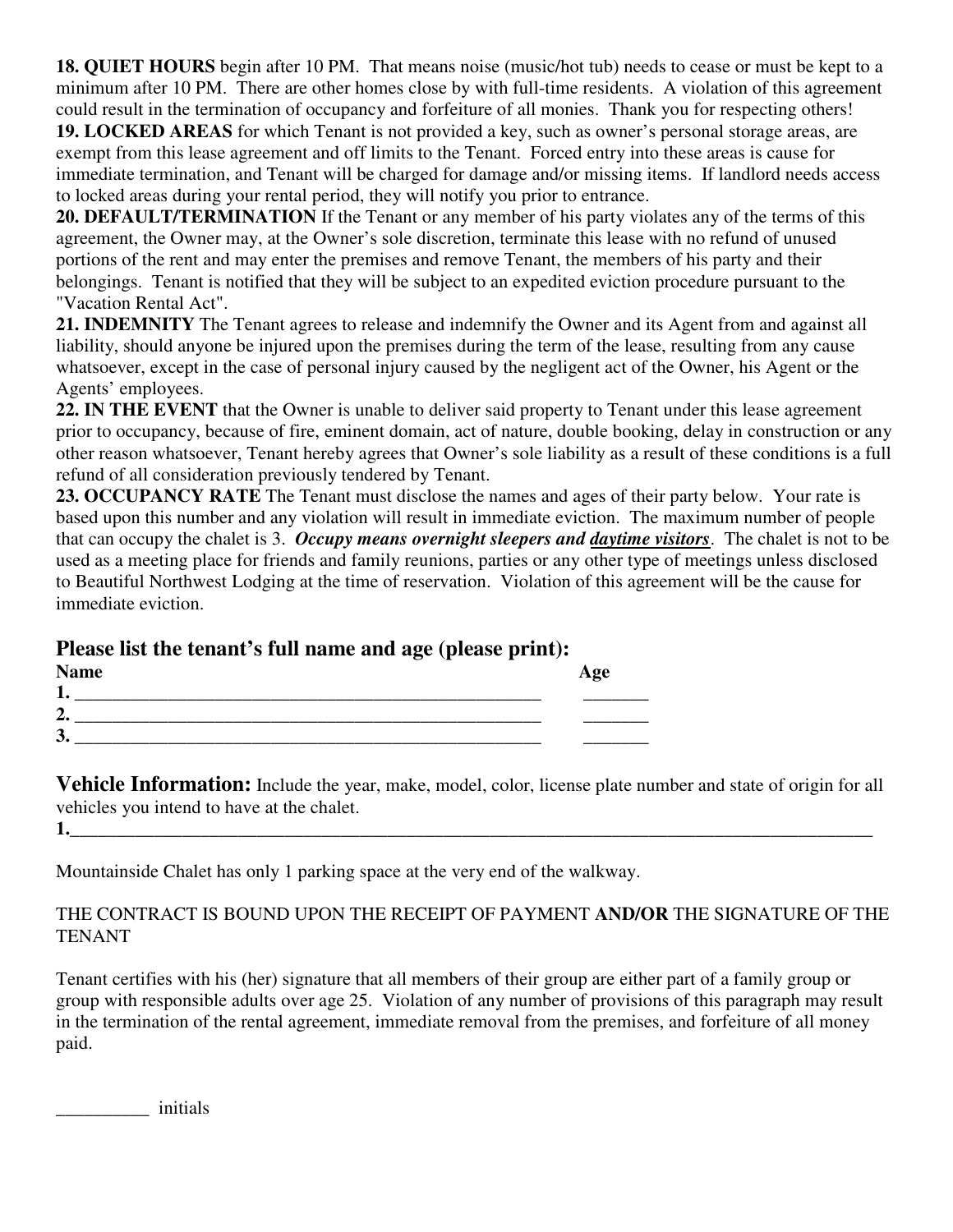**18. QUIET HOURS** begin after 10 PM. That means noise (music/hot tub) needs to cease or must be kept to a minimum after 10 PM. There are other homes close by with full-time residents. A violation of this agreement could result in the termination of occupancy and forfeiture of all monies. Thank you for respecting others!

**19. LOCKED AREAS** for which Tenant is not provided a key, such as owner's personal storage areas, are exempt from this lease agreement and off limits to the Tenant. Forced entry into these areas is cause for immediate termination, and Tenant will be charged for damage and/or missing items. If landlord needs access to locked areas during your rental period, they will notify you prior to entrance.

**20. DEFAULT/TERMINATION** If the Tenant or any member of his party violates any of the terms of this agreement, the Owner may, at the Owner's sole discretion, terminate this lease with no refund of unused portions of the rent and may enter the premises and remove Tenant, the members of his party and their belongings. Tenant is notified that they will be subject to an expedited eviction procedure pursuant to the "Vacation Rental Act".

**21. INDEMNITY** The Tenant agrees to release and indemnify the Owner and its Agent from and against all liability, should anyone be injured upon the premises during the term of the lease, resulting from any cause whatsoever, except in the case of personal injury caused by the negligent act of the Owner, his Agent or the Agents' employees.

**22. IN THE EVENT** that the Owner is unable to deliver said property to Tenant under this lease agreement prior to occupancy, because of fire, eminent domain, act of nature, double booking, delay in construction or any other reason whatsoever, Tenant hereby agrees that Owner's sole liability as a result of these conditions is a full refund of all consideration previously tendered by Tenant.

**23. OCCUPANCY RATE** The Tenant must disclose the names and ages of their party below. Your rate is based upon this number and any violation will result in immediate eviction. The maximum number of people that can occupy the chalet is 3. ***Occupy means overnight sleepers and <u>daytime visitors</u>***. The chalet is not to be used as a meeting place for friends and family reunions, parties or any other type of meetings unless disclosed to Beautiful Northwest Lodging at the time of reservation. Violation of this agreement will be the cause for immediate eviction.

## Please list the tenant's full name and age (please print):

**Name** **Age**

**1.** ____________________________________________________ _______

**2.** ____________________________________________________ _______

**3.** ____________________________________________________ _______

**Vehicle Information:** Include the year, make, model, color, license plate number and state of origin for all vehicles you intend to have at the chalet.

**1.**______________________________________________________________________________________

Mountainside Chalet has only 1 parking space at the very end of the walkway.

THE CONTRACT IS BOUND UPON THE RECEIPT OF PAYMENT **AND/OR** THE SIGNATURE OF THE TENANT

Tenant certifies with his (her) signature that all members of their group are either part of a family group or group with responsible adults over age 25. Violation of any number of provisions of this paragraph may result in the termination of the rental agreement, immediate removal from the premises, and forfeiture of all money paid.

__________ initials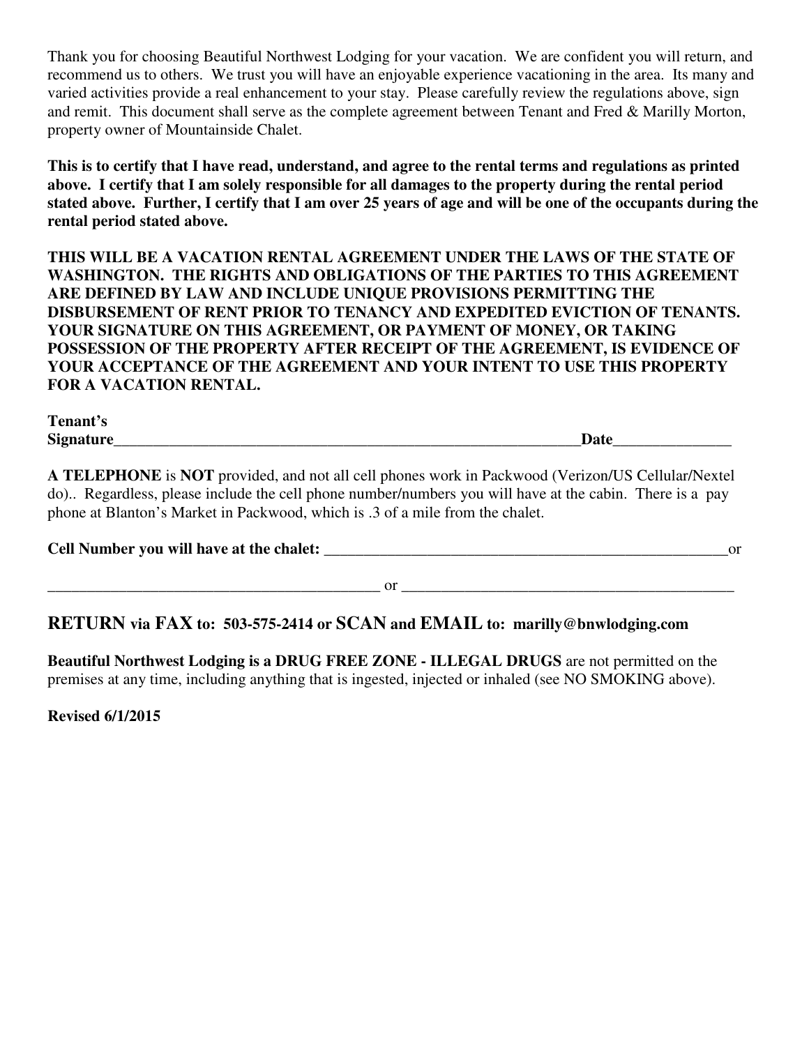Thank you for choosing Beautiful Northwest Lodging for your vacation. We are confident you will return, and recommend us to others. We trust you will have an enjoyable experience vacationing in the area. Its many and varied activities provide a real enhancement to your stay. Please carefully review the regulations above, sign and remit. This document shall serve as the complete agreement between Tenant and Fred & Marilly Morton, property owner of Mountainside Chalet.

**This is to certify that I have read, understand, and agree to the rental terms and regulations as printed above. I certify that I am solely responsible for all damages to the property during the rental period stated above. Further, I certify that I am over 25 years of age and will be one of the occupants during the rental period stated above.**

**THIS WILL BE A VACATION RENTAL AGREEMENT UNDER THE LAWS OF THE STATE OF WASHINGTON. THE RIGHTS AND OBLIGATIONS OF THE PARTIES TO THIS AGREEMENT ARE DEFINED BY LAW AND INCLUDE UNIQUE PROVISIONS PERMITTING THE DISBURSEMENT OF RENT PRIOR TO TENANCY AND EXPEDITED EVICTION OF TENANTS. YOUR SIGNATURE ON THIS AGREEMENT, OR PAYMENT OF MONEY, OR TAKING POSSESSION OF THE PROPERTY AFTER RECEIPT OF THE AGREEMENT, IS EVIDENCE OF YOUR ACCEPTANCE OF THE AGREEMENT AND YOUR INTENT TO USE THIS PROPERTY FOR A VACATION RENTAL.**

**Tenant's Signature**_______________________________________________________________**Date**_______________

**A TELEPHONE** is **NOT** provided, and not all cell phones work in Packwood (Verizon/US Cellular/Nextel do).. Regardless, please include the cell phone number/numbers you will have at the cabin. There is a pay phone at Blanton's Market in Packwood, which is .3 of a mile from the chalet.

**Cell Number you will have at the chalet:** _____________________________________________________or

__________________________________________ or __________________________________________

## RETURN via FAX to: 503-575-2414 or SCAN and EMAIL to: marilly@bnwlodging.com

**Beautiful Northwest Lodging is a DRUG FREE ZONE - ILLEGAL DRUGS** are not permitted on the premises at any time, including anything that is ingested, injected or inhaled (see NO SMOKING above).

**Revised 6/1/2015**